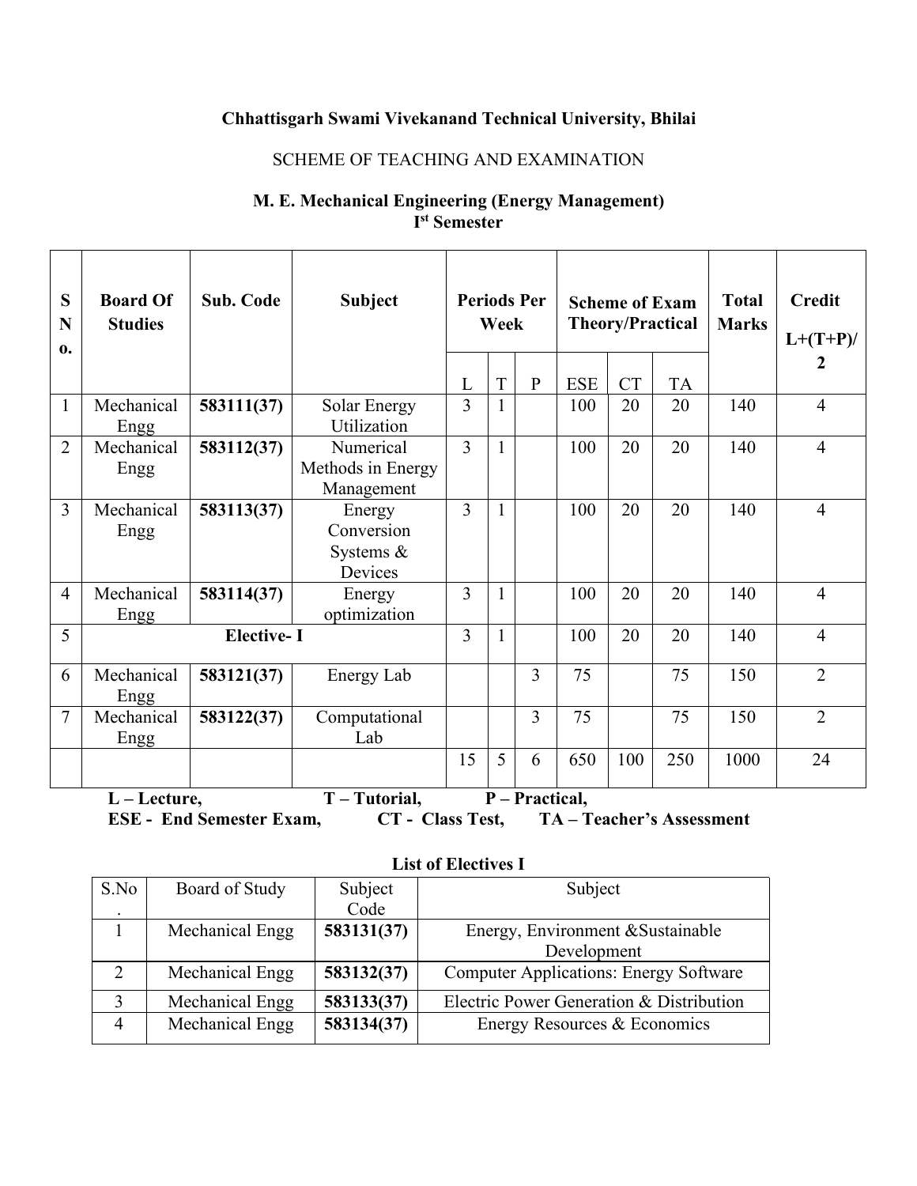**Chhattisgarh Swami Vivekanand Technical University, Bhilai**

SCHEME OF TEACHING AND EXAMINATION

**M. E. Mechanical Engineering (Energy Management)**
**Ist Semester**

| S No. | Board Of Studies | Sub. Code | Subject | Periods Per Week | | | Scheme of Exam Theory/Practical | | | Total Marks | Credit L+(T+P)/2 |
|---|---|---|---|---|---|---|---|---|---|---|---|
| | | | | L | T | P | ESE | CT | TA | | |
| 1 | Mechanical Engg | **583111(37)** | Solar Energy Utilization | 3 | 1 | | 100 | 20 | 20 | 140 | 4 |
| 2 | Mechanical Engg | **583112(37)** | Numerical Methods in Energy Management | 3 | 1 | | 100 | 20 | 20 | 140 | 4 |
| 3 | Mechanical Engg | **583113(37)** | Energy Conversion Systems & Devices | 3 | 1 | | 100 | 20 | 20 | 140 | 4 |
| 4 | Mechanical Engg | **583114(37)** | Energy optimization | 3 | 1 | | 100 | 20 | 20 | 140 | 4 |
| 5 | **Elective- I** | | | 3 | 1 | | 100 | 20 | 20 | 140 | 4 |
| 6 | Mechanical Engg | **583121(37)** | Energy Lab | | | 3 | 75 | | 75 | 150 | 2 |
| 7 | Mechanical Engg | **583122(37)** | Computational Lab | | | 3 | 75 | | 75 | 150 | 2 |
| | | | | 15 | 5 | 6 | 650 | 100 | 250 | 1000 | 24 |

**L – Lecture, T – Tutorial, P – Practical,**
**ESE - End Semester Exam, CT - Class Test, TA – Teacher's Assessment**

**List of Electives I**

| S.No. | Board of Study | Subject Code | Subject |
|---|---|---|---|
| 1 | Mechanical Engg | **583131(37)** | Energy, Environment &Sustainable Development |
| 2 | Mechanical Engg | **583132(37)** | Computer Applications: Energy Software |
| 3 | Mechanical Engg | **583133(37)** | Electric Power Generation & Distribution |
| 4 | Mechanical Engg | **583134(37)** | Energy Resources & Economics |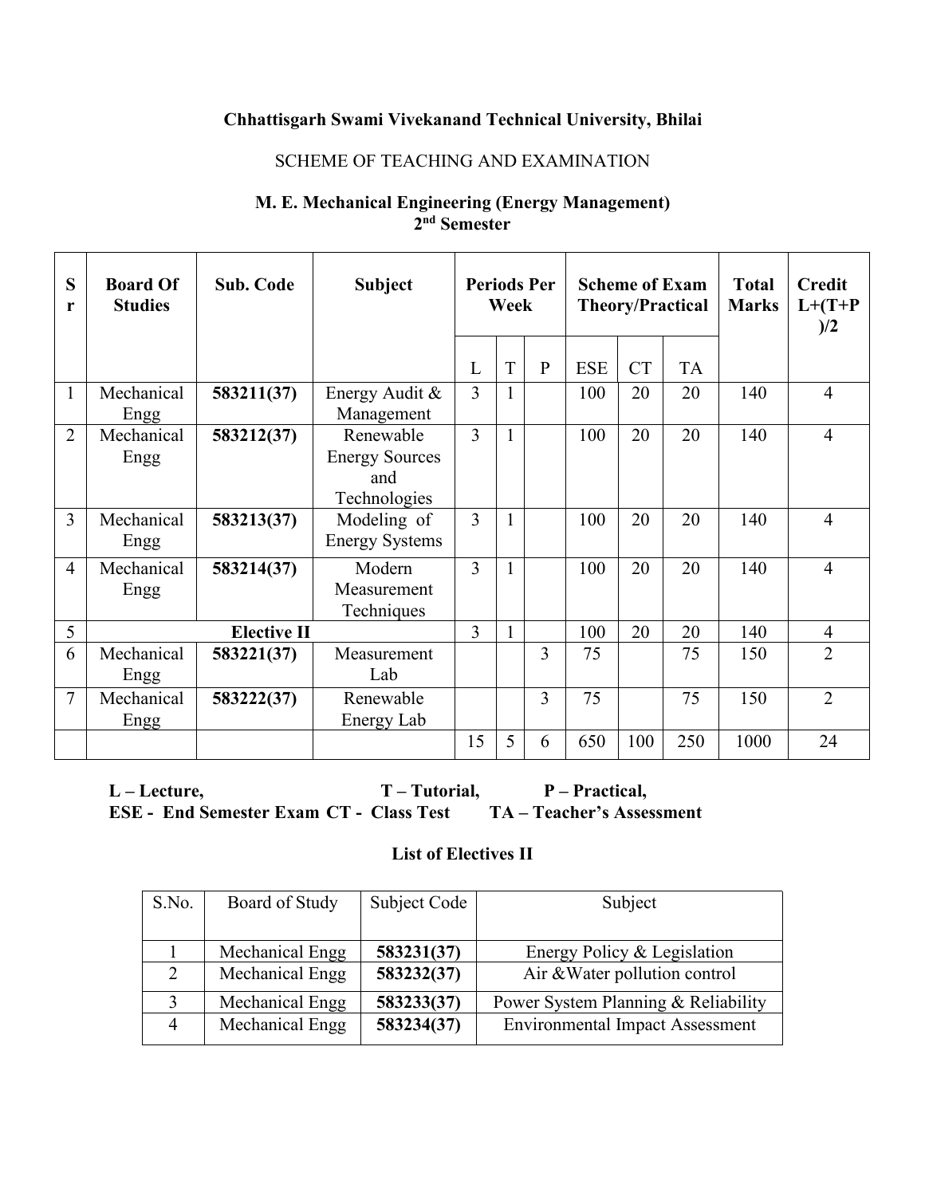**Chhattisgarh Swami Vivekanand Technical University, Bhilai**

SCHEME OF TEACHING AND EXAMINATION

**M. E. Mechanical Engineering (Energy Management)**
**2nd Semester**

| Sr | Board Of Studies | Sub. Code | Subject | Periods Per Week | | | Scheme of Exam Theory/Practical | | | Total Marks | Credit L+(T+P)/2 |
|---|---|---|---|---|---|---|---|---|---|---|---|
| | | | | L | T | P | ESE | CT | TA | | |
| 1 | Mechanical Engg | **583211(37)** | Energy Audit & Management | 3 | 1 | | 100 | 20 | 20 | 140 | 4 |
| 2 | Mechanical Engg | **583212(37)** | Renewable Energy Sources and Technologies | 3 | 1 | | 100 | 20 | 20 | 140 | 4 |
| 3 | Mechanical Engg | **583213(37)** | Modeling of Energy Systems | 3 | 1 | | 100 | 20 | 20 | 140 | 4 |
| 4 | Mechanical Engg | **583214(37)** | Modern Measurement Techniques | 3 | 1 | | 100 | 20 | 20 | 140 | 4 |
| 5 | **Elective II** | | | 3 | 1 | | 100 | 20 | 20 | 140 | 4 |
| 6 | Mechanical Engg | **583221(37)** | Measurement Lab | | | 3 | 75 | | 75 | 150 | 2 |
| 7 | Mechanical Engg | **583222(37)** | Renewable Energy Lab | | | 3 | 75 | | 75 | 150 | 2 |
| | | | | 15 | 5 | 6 | 650 | 100 | 250 | 1000 | 24 |

**L – Lecture, T – Tutorial, P – Practical,**
**ESE - End Semester Exam CT - Class Test TA – Teacher's Assessment**

**List of Electives II**

| S.No. | Board of Study | Subject Code | Subject |
|---|---|---|---|
| 1 | Mechanical Engg | **583231(37)** | Energy Policy & Legislation |
| 2 | Mechanical Engg | **583232(37)** | Air &Water pollution control |
| 3 | Mechanical Engg | **583233(37)** | Power System Planning & Reliability |
| 4 | Mechanical Engg | **583234(37)** | Environmental Impact Assessment |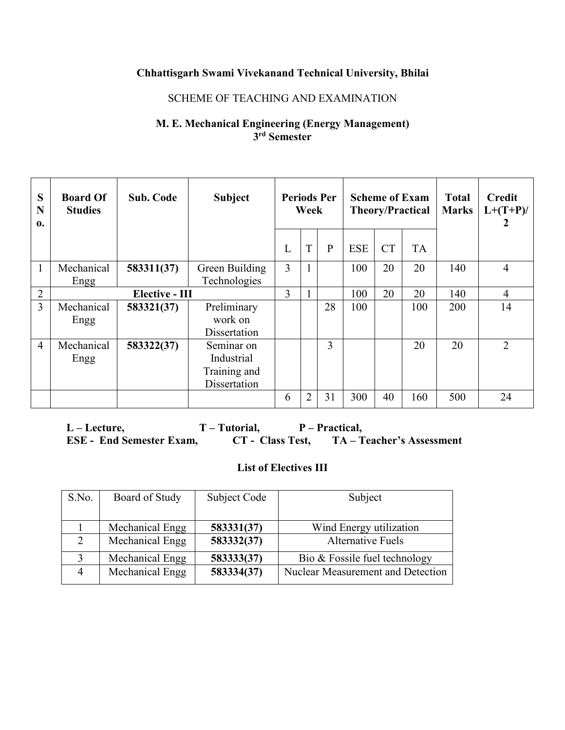**Chhattisgarh Swami Vivekanand Technical University, Bhilai**

SCHEME OF TEACHING AND EXAMINATION

**M. E. Mechanical Engineering (Energy Management)**
**3rd Semester**

| S No. | Board Of Studies | Sub. Code | Subject | Periods Per Week | | | Scheme of Exam Theory/Practical | | | Total Marks | Credit L+(T+P)/2 |
|---|---|---|---|---|---|---|---|---|---|---|---|
| | | | | L | T | P | ESE | CT | TA | | |
| 1 | Mechanical Engg | **583311(37)** | Green Building Technologies | 3 | 1 | | 100 | 20 | 20 | 140 | 4 |
| 2 | **Elective - III** | | | 3 | 1 | | 100 | 20 | 20 | 140 | 4 |
| 3 | Mechanical Engg | **583321(37)** | Preliminary work on Dissertation | | | 28 | 100 | | 100 | 200 | 14 |
| 4 | Mechanical Engg | **583322(37)** | Seminar on Industrial Training and Dissertation | | | 3 | | | 20 | 20 | 2 |
| | | | | 6 | 2 | 31 | 300 | 40 | 160 | 500 | 24 |

**L – Lecture, T – Tutorial, P – Practical,**
**ESE - End Semester Exam, CT - Class Test, TA – Teacher's Assessment**

**List of Electives III**

| S.No. | Board of Study | Subject Code | Subject |
|---|---|---|---|
| 1 | Mechanical Engg | **583331(37)** | Wind Energy utilization |
| 2 | Mechanical Engg | **583332(37)** | Alternative Fuels |
| 3 | Mechanical Engg | **583333(37)** | Bio & Fossile fuel technology |
| 4 | Mechanical Engg | **583334(37)** | Nuclear Measurement and Detection |